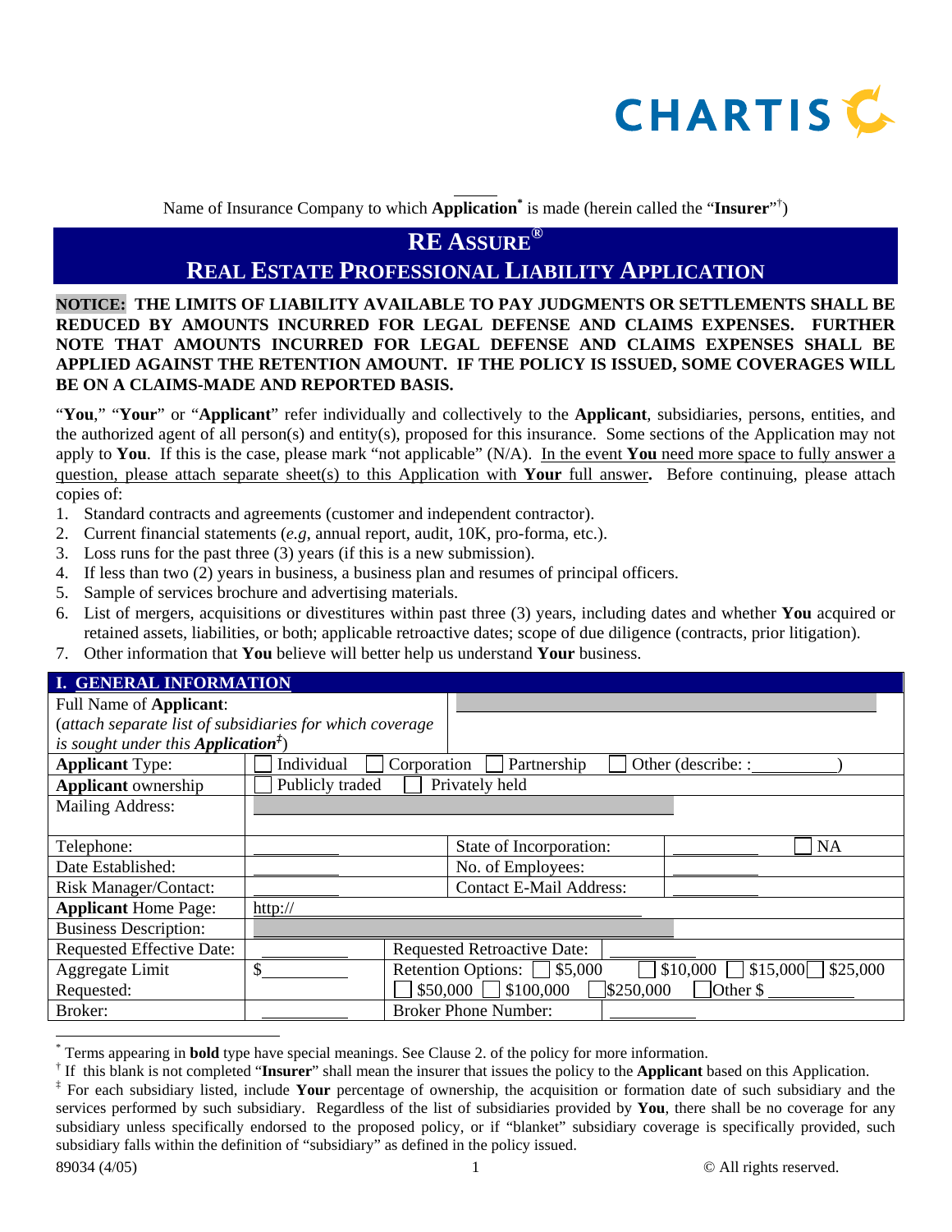CHARTIS

\_\_\_\_\_\_

Name of Insurance Company to which **Application**[*] is made (herein called the "**Insurer**"[†])

# RE ASSURE®

# REAL ESTATE PROFESSIONAL LIABILITY APPLICATION

**NOTICE: THE LIMITS OF LIABILITY AVAILABLE TO PAY JUDGMENTS OR SETTLEMENTS SHALL BE REDUCED BY AMOUNTS INCURRED FOR LEGAL DEFENSE AND CLAIMS EXPENSES. FURTHER NOTE THAT AMOUNTS INCURRED FOR LEGAL DEFENSE AND CLAIMS EXPENSES SHALL BE APPLIED AGAINST THE RETENTION AMOUNT. IF THE POLICY IS ISSUED, SOME COVERAGES WILL BE ON A CLAIMS-MADE AND REPORTED BASIS.**

"**You**," "**Your**" or "**Applicant**" refer individually and collectively to the **Applicant**, subsidiaries, persons, entities, and the authorized agent of all person(s) and entity(s), proposed for this insurance. Some sections of the Application may not apply to **You**. If this is the case, please mark "not applicable" (N/A). In the event **You** need more space to fully answer a question, please attach separate sheet(s) to this Application with **Your** full answer**.** Before continuing, please attach copies of:

1. Standard contracts and agreements (customer and independent contractor).
2. Current financial statements (*e.g*, annual report, audit, 10K, pro-forma, etc.).
3. Loss runs for the past three (3) years (if this is a new submission).
4. If less than two (2) years in business, a business plan and resumes of principal officers.
5. Sample of services brochure and advertising materials.
6. List of mergers, acquisitions or divestitures within past three (3) years, including dates and whether **You** acquired or retained assets, liabilities, or both; applicable retroactive dates; scope of due diligence (contracts, prior litigation).
7. Other information that **You** believe will better help us understand **Your** business.

## I. GENERAL INFORMATION

| | | | |
|---|---|---|---|
| Full Name of **Applicant**: (*attach separate list of subsidiaries for which coverage is sought under this **Application***[‡]) | | | |
| **Applicant** Type: | ☐ Individual ☐ Corporation ☐ Partnership ☐ Other (describe: :\_\_\_\_\_\_\_\_\_\_) | | |
| **Applicant** ownership | ☐ Publicly traded ☐ Privately held | | |
| Mailing Address: | | | |
| Telephone: | \_\_\_\_\_\_\_\_\_\_ | State of Incorporation: | \_\_\_\_\_\_\_\_\_\_ ☐ NA |
| Date Established: | \_\_\_\_\_\_\_\_\_\_ | No. of Employees: | \_\_\_\_\_\_\_\_\_\_ |
| Risk Manager/Contact: | \_\_\_\_\_\_\_\_\_\_ | Contact E-Mail Address: | \_\_\_\_\_\_\_\_\_\_ |
| **Applicant** Home Page: | http://\_\_\_\_\_\_\_\_\_\_ | | |
| Business Description: | | | |
| Requested Effective Date: | \_\_\_\_\_\_\_\_\_\_ | Requested Retroactive Date: | \_\_\_\_\_\_\_\_\_\_ |
| Aggregate Limit Requested: | $\_\_\_\_\_\_\_\_\_\_ | Retention Options: ☐ $5,000 ☐ $10,000 ☐ $15,000 ☐ $25,000 ☐ $50,000 ☐ $100,000 ☐ $250,000 ☐ Other $ \_\_\_\_\_\_\_\_\_\_ | |
| Broker: | \_\_\_\_\_\_\_\_\_\_ | Broker Phone Number: | \_\_\_\_\_\_\_\_\_\_ |

---

[*] Terms appearing in **bold** type have special meanings. See Clause 2. of the policy for more information.

[†] If this blank is not completed "**Insurer**" shall mean the insurer that issues the policy to the **Applicant** based on this Application.

[‡] For each subsidiary listed, include **Your** percentage of ownership, the acquisition or formation date of such subsidiary and the services performed by such subsidiary. Regardless of the list of subsidiaries provided by **You**, there shall be no coverage for any subsidiary unless specifically endorsed to the proposed policy, or if "blanket" subsidiary coverage is specifically provided, such subsidiary falls within the definition of "subsidiary" as defined in the policy issued.

89034 (4/05) © All rights reserved.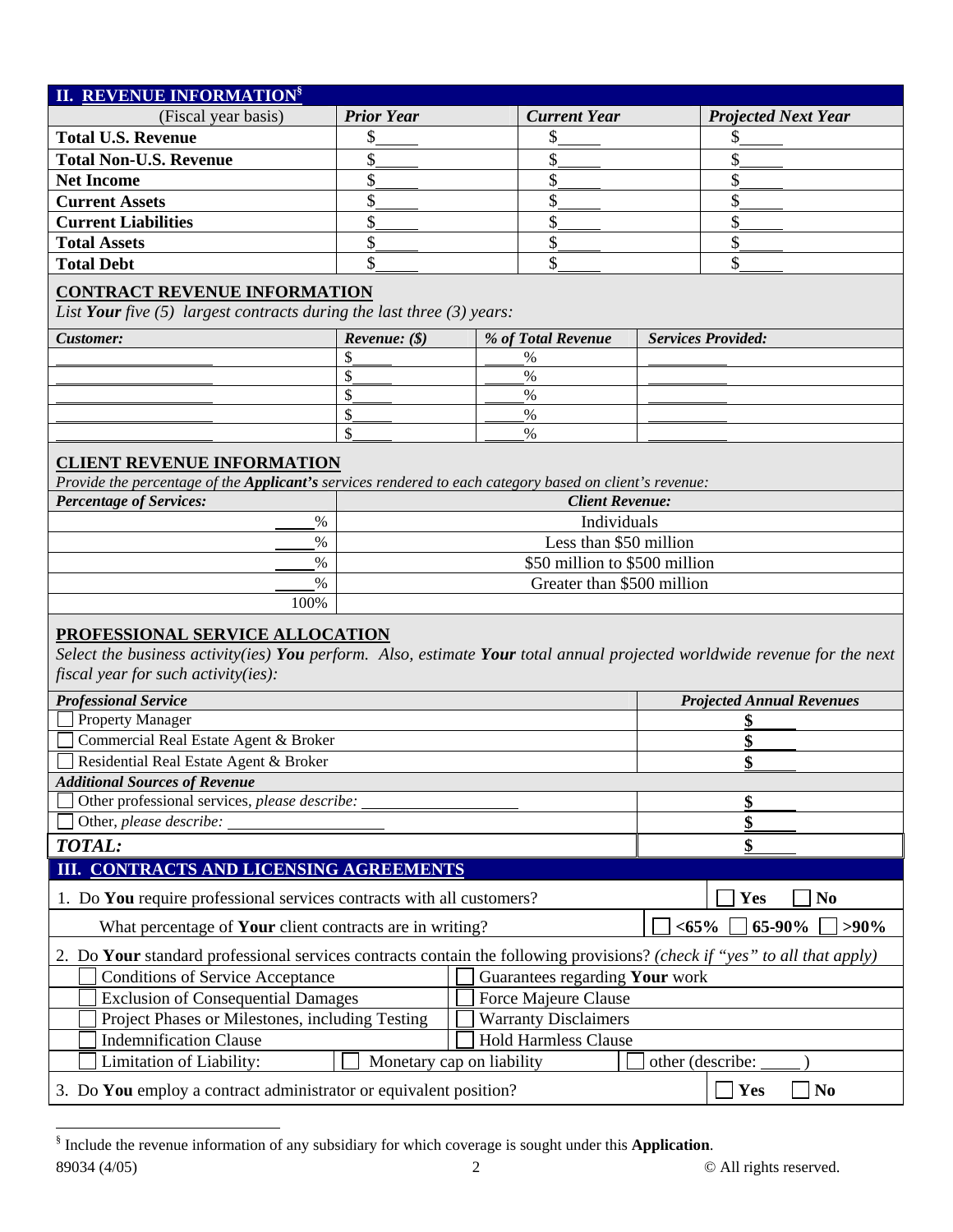## II. REVENUE INFORMATION[§]

| (Fiscal year basis) | *Prior Year* | *Current Year* | *Projected Next Year* |
|---|---|---|---|
| **Total U.S. Revenue** | $_____ | $_____ | $_____ |
| **Total Non-U.S. Revenue** | $_____ | $_____ | $_____ |
| **Net Income** | $_____ | $_____ | $_____ |
| **Current Assets** | $_____ | $_____ | $_____ |
| **Current Liabilities** | $_____ | $_____ | $_____ |
| **Total Assets** | $_____ | $_____ | $_____ |
| **Total Debt** | $_____ | $_____ | $_____ |

### CONTRACT REVENUE INFORMATION

*List **Your** five (5) largest contracts during the last three (3) years:*

| *Customer:* | *Revenue: ($)* | *% of Total Revenue* | *Services Provided:* |
|---|---|---|---|
| ____________ | $_____ | _____% | __________ |
| ____________ | $_____ | _____% | __________ |
| ____________ | $_____ | _____% | __________ |
| ____________ | $_____ | _____% | __________ |
| ____________ | $_____ | _____% | __________ |

### CLIENT REVENUE INFORMATION

*Provide the percentage of the **Applicant's** services rendered to each category based on client's revenue:*

| *Percentage of Services:* | *Client Revenue:* |
|---|---|
| _____% | Individuals |
| _____% | Less than $50 million |
| _____% | $50 million to $500 million |
| _____% | Greater than $500 million |
| 100% | |

### PROFESSIONAL SERVICE ALLOCATION

*Select the business activity(ies) **You** perform. Also, estimate **Your** total annual projected worldwide revenue for the next fiscal year for such activity(ies):*

| *Professional Service* | *Projected Annual Revenues* |
|---|---|
| ☐ Property Manager | **$_____** |
| ☐ Commercial Real Estate Agent & Broker | **$_____** |
| ☐ Residential Real Estate Agent & Broker | **$_____** |
| ***Additional Sources of Revenue*** | |
| ☐ Other professional services, *please describe:* __________________ | **$_____** |
| ☐ Other, *please describe:* __________________ | **$_____** |
| ***TOTAL:*** | **$_____** |

## III. CONTRACTS AND LICENSING AGREEMENTS

1. Do **You** require professional services contracts with all customers? ☐ **Yes** ☐ **No**

   What percentage of **Your** client contracts are in writing? ☐ **<65%** ☐ **65-90%** ☐ **>90%**

2. Do **Your** standard professional services contracts contain the following provisions? *(check if "yes" to all that apply)*

| | |
|---|---|
| ☐ Conditions of Service Acceptance | ☐ Guarantees regarding **Your** work |
| ☐ Exclusion of Consequential Damages | ☐ Force Majeure Clause |
| ☐ Project Phases or Milestones, including Testing | ☐ Warranty Disclaimers |
| ☐ Indemnification Clause | ☐ Hold Harmless Clause |
| ☐ Limitation of Liability: ☐ Monetary cap on liability | ☐ other (describe: _____ ) |

3. Do **You** employ a contract administrator or equivalent position? ☐ **Yes** ☐ **No**

---

[§] Include the revenue information of any subsidiary for which coverage is sought under this **Application**.

89034 (4/05) © All rights reserved.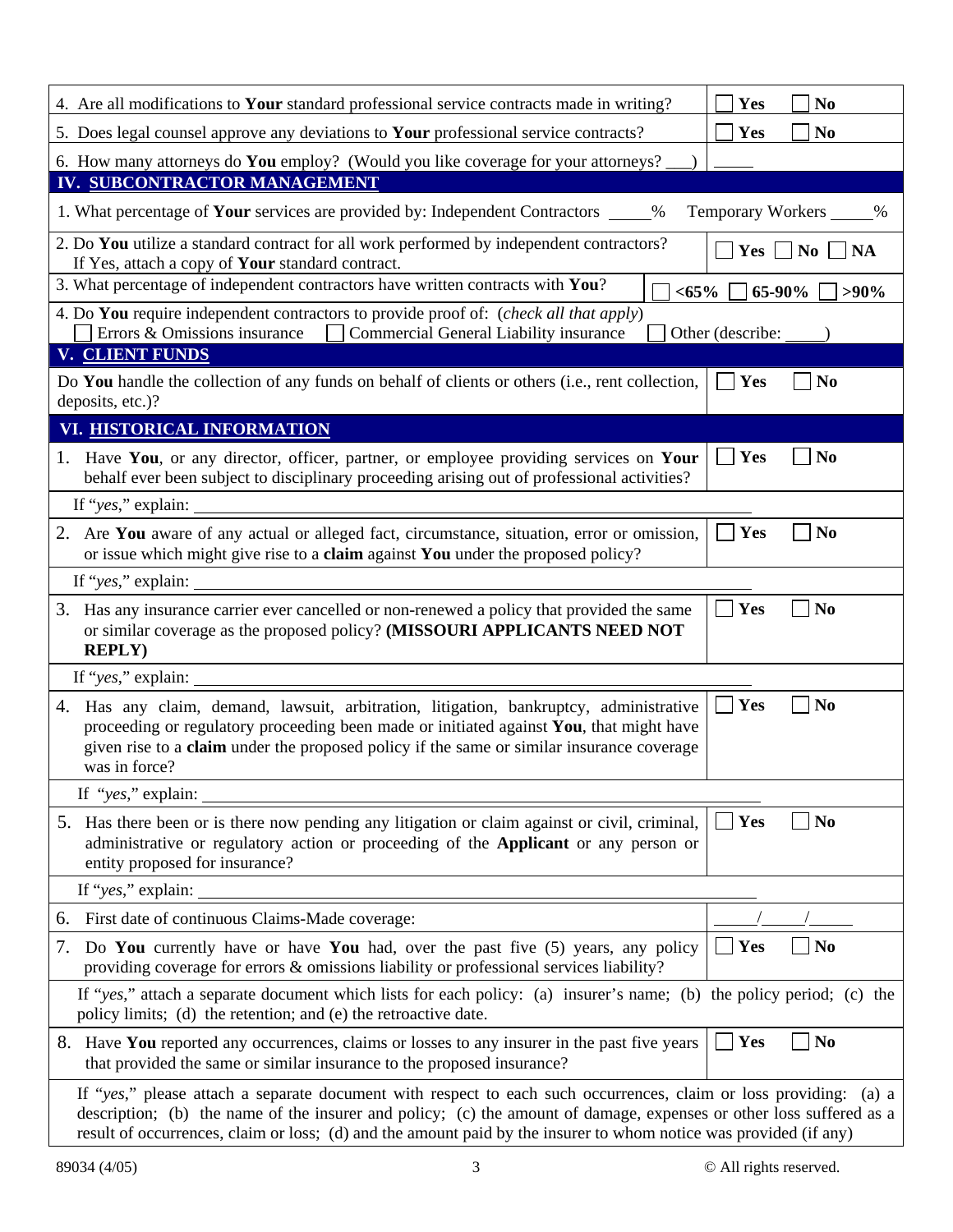| | |
|---|---|
| 4. Are all modifications to **Your** standard professional service contracts made in writing? | ☐ Yes ☐ No |
| 5. Does legal counsel approve any deviations to **Your** professional service contracts? | ☐ Yes ☐ No |
| 6. How many attorneys do **You** employ? (Would you like coverage for your attorneys? ___) | _____ |

## IV. SUBCONTRACTOR MANAGEMENT

| | |
|---|---|
| 1. What percentage of **Your** services are provided by: Independent Contractors _____% Temporary Workers _____% | |
| 2. Do **You** utilize a standard contract for all work performed by independent contractors? If Yes, attach a copy of **Your** standard contract. | ☐ Yes ☐ No ☐ NA |
| 3. What percentage of independent contractors have written contracts with **You**? | ☐ <65% ☐ 65-90% ☐ >90% |
| 4. Do **You** require independent contractors to provide proof of: (*check all that apply*) ☐ Errors & Omissions insurance ☐ Commercial General Liability insurance ☐ Other (describe: _____) | |

## V. CLIENT FUNDS

| | |
|---|---|
| Do **You** handle the collection of any funds on behalf of clients or others (i.e., rent collection, deposits, etc.)? | ☐ Yes ☐ No |

## VI. HISTORICAL INFORMATION

| | |
|---|---|
| 1. Have **You**, or any director, officer, partner, or employee providing services on **Your** behalf ever been subject to disciplinary proceeding arising out of professional activities? | ☐ Yes ☐ No |
| If "*yes*," explain: ______________________________ | |
| 2. Are **You** aware of any actual or alleged fact, circumstance, situation, error or omission, or issue which might give rise to a **claim** against **You** under the proposed policy? | ☐ Yes ☐ No |
| If "*yes*," explain: ______________________________ | |
| 3. Has any insurance carrier ever cancelled or non-renewed a policy that provided the same or similar coverage as the proposed policy? **(MISSOURI APPLICANTS NEED NOT REPLY)** | ☐ Yes ☐ No |
| If "*yes*," explain: ______________________________ | |
| 4. Has any claim, demand, lawsuit, arbitration, litigation, bankruptcy, administrative proceeding or regulatory proceeding been made or initiated against **You**, that might have given rise to a **claim** under the proposed policy if the same or similar insurance coverage was in force? | ☐ Yes ☐ No |
| If "*yes*," explain: ______________________________ | |
| 5. Has there been or is there now pending any litigation or claim against or civil, criminal, administrative or regulatory action or proceeding of the **Applicant** or any person or entity proposed for insurance? | ☐ Yes ☐ No |
| If "*yes*," explain: ______________________________ | |
| 6. First date of continuous Claims-Made coverage: | _____/_____/_____ |
| 7. Do **You** currently have or have **You** had, over the past five (5) years, any policy providing coverage for errors & omissions liability or professional services liability? | ☐ Yes ☐ No |
| If "*yes*," attach a separate document which lists for each policy: (a) insurer's name; (b) the policy period; (c) the policy limits; (d) the retention; and (e) the retroactive date. | |
| 8. Have **You** reported any occurrences, claims or losses to any insurer in the past five years that provided the same or similar insurance to the proposed insurance? | ☐ Yes ☐ No |
| If "*yes*," please attach a separate document with respect to each such occurrences, claim or loss providing: (a) a description; (b) the name of the insurer and policy; (c) the amount of damage, expenses or other loss suffered as a result of occurrences, claim or loss; (d) and the amount paid by the insurer to whom notice was provided (if any) | |

89034 (4/05) © All rights reserved.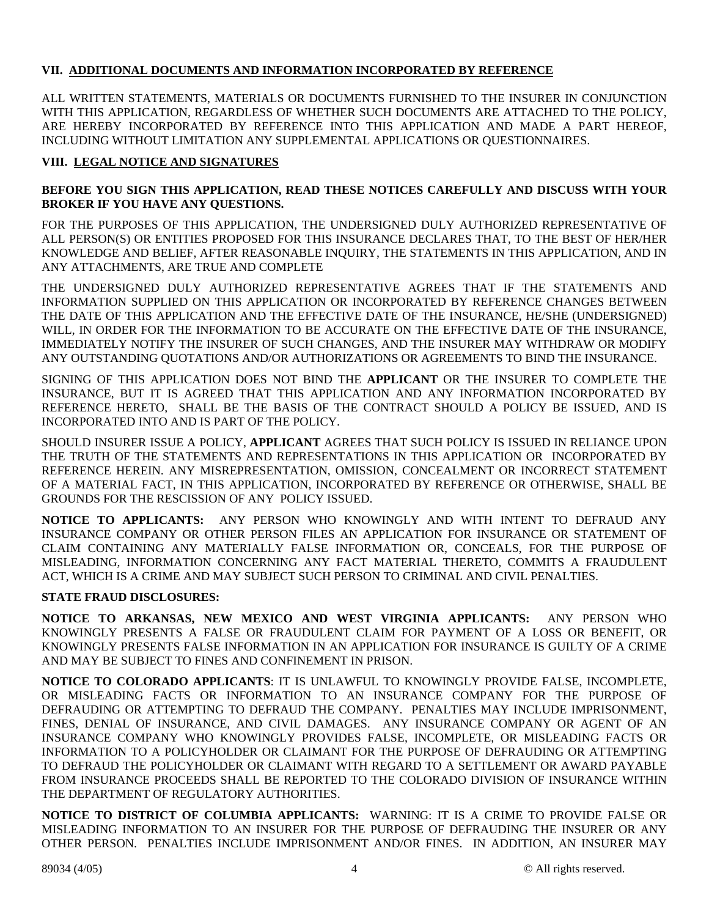## VII. ADDITIONAL DOCUMENTS AND INFORMATION INCORPORATED BY REFERENCE

ALL WRITTEN STATEMENTS, MATERIALS OR DOCUMENTS FURNISHED TO THE INSURER IN CONJUNCTION WITH THIS APPLICATION, REGARDLESS OF WHETHER SUCH DOCUMENTS ARE ATTACHED TO THE POLICY, ARE HEREBY INCORPORATED BY REFERENCE INTO THIS APPLICATION AND MADE A PART HEREOF, INCLUDING WITHOUT LIMITATION ANY SUPPLEMENTAL APPLICATIONS OR QUESTIONNAIRES.

## VIII. LEGAL NOTICE AND SIGNATURES

**BEFORE YOU SIGN THIS APPLICATION, READ THESE NOTICES CAREFULLY AND DISCUSS WITH YOUR BROKER IF YOU HAVE ANY QUESTIONS.**

FOR THE PURPOSES OF THIS APPLICATION, THE UNDERSIGNED DULY AUTHORIZED REPRESENTATIVE OF ALL PERSON(S) OR ENTITIES PROPOSED FOR THIS INSURANCE DECLARES THAT, TO THE BEST OF HER/HER KNOWLEDGE AND BELIEF, AFTER REASONABLE INQUIRY, THE STATEMENTS IN THIS APPLICATION, AND IN ANY ATTACHMENTS, ARE TRUE AND COMPLETE

THE UNDERSIGNED DULY AUTHORIZED REPRESENTATIVE AGREES THAT IF THE STATEMENTS AND INFORMATION SUPPLIED ON THIS APPLICATION OR INCORPORATED BY REFERENCE CHANGES BETWEEN THE DATE OF THIS APPLICATION AND THE EFFECTIVE DATE OF THE INSURANCE, HE/SHE (UNDERSIGNED) WILL, IN ORDER FOR THE INFORMATION TO BE ACCURATE ON THE EFFECTIVE DATE OF THE INSURANCE, IMMEDIATELY NOTIFY THE INSURER OF SUCH CHANGES, AND THE INSURER MAY WITHDRAW OR MODIFY ANY OUTSTANDING QUOTATIONS AND/OR AUTHORIZATIONS OR AGREEMENTS TO BIND THE INSURANCE.

SIGNING OF THIS APPLICATION DOES NOT BIND THE **APPLICANT** OR THE INSURER TO COMPLETE THE INSURANCE, BUT IT IS AGREED THAT THIS APPLICATION AND ANY INFORMATION INCORPORATED BY REFERENCE HERETO, SHALL BE THE BASIS OF THE CONTRACT SHOULD A POLICY BE ISSUED, AND IS INCORPORATED INTO AND IS PART OF THE POLICY.

SHOULD INSURER ISSUE A POLICY, **APPLICANT** AGREES THAT SUCH POLICY IS ISSUED IN RELIANCE UPON THE TRUTH OF THE STATEMENTS AND REPRESENTATIONS IN THIS APPLICATION OR INCORPORATED BY REFERENCE HEREIN. ANY MISREPRESENTATION, OMISSION, CONCEALMENT OR INCORRECT STATEMENT OF A MATERIAL FACT, IN THIS APPLICATION, INCORPORATED BY REFERENCE OR OTHERWISE, SHALL BE GROUNDS FOR THE RESCISSION OF ANY POLICY ISSUED.

**NOTICE TO APPLICANTS:** ANY PERSON WHO KNOWINGLY AND WITH INTENT TO DEFRAUD ANY INSURANCE COMPANY OR OTHER PERSON FILES AN APPLICATION FOR INSURANCE OR STATEMENT OF CLAIM CONTAINING ANY MATERIALLY FALSE INFORMATION OR, CONCEALS, FOR THE PURPOSE OF MISLEADING, INFORMATION CONCERNING ANY FACT MATERIAL THERETO, COMMITS A FRAUDULENT ACT, WHICH IS A CRIME AND MAY SUBJECT SUCH PERSON TO CRIMINAL AND CIVIL PENALTIES.

**STATE FRAUD DISCLOSURES:**

**NOTICE TO ARKANSAS, NEW MEXICO AND WEST VIRGINIA APPLICANTS:** ANY PERSON WHO KNOWINGLY PRESENTS A FALSE OR FRAUDULENT CLAIM FOR PAYMENT OF A LOSS OR BENEFIT, OR KNOWINGLY PRESENTS FALSE INFORMATION IN AN APPLICATION FOR INSURANCE IS GUILTY OF A CRIME AND MAY BE SUBJECT TO FINES AND CONFINEMENT IN PRISON.

**NOTICE TO COLORADO APPLICANTS**: IT IS UNLAWFUL TO KNOWINGLY PROVIDE FALSE, INCOMPLETE, OR MISLEADING FACTS OR INFORMATION TO AN INSURANCE COMPANY FOR THE PURPOSE OF DEFRAUDING OR ATTEMPTING TO DEFRAUD THE COMPANY. PENALTIES MAY INCLUDE IMPRISONMENT, FINES, DENIAL OF INSURANCE, AND CIVIL DAMAGES. ANY INSURANCE COMPANY OR AGENT OF AN INSURANCE COMPANY WHO KNOWINGLY PROVIDES FALSE, INCOMPLETE, OR MISLEADING FACTS OR INFORMATION TO A POLICYHOLDER OR CLAIMANT FOR THE PURPOSE OF DEFRAUDING OR ATTEMPTING TO DEFRAUD THE POLICYHOLDER OR CLAIMANT WITH REGARD TO A SETTLEMENT OR AWARD PAYABLE FROM INSURANCE PROCEEDS SHALL BE REPORTED TO THE COLORADO DIVISION OF INSURANCE WITHIN THE DEPARTMENT OF REGULATORY AUTHORITIES.

**NOTICE TO DISTRICT OF COLUMBIA APPLICANTS:** WARNING: IT IS A CRIME TO PROVIDE FALSE OR MISLEADING INFORMATION TO AN INSURER FOR THE PURPOSE OF DEFRAUDING THE INSURER OR ANY OTHER PERSON. PENALTIES INCLUDE IMPRISONMENT AND/OR FINES. IN ADDITION, AN INSURER MAY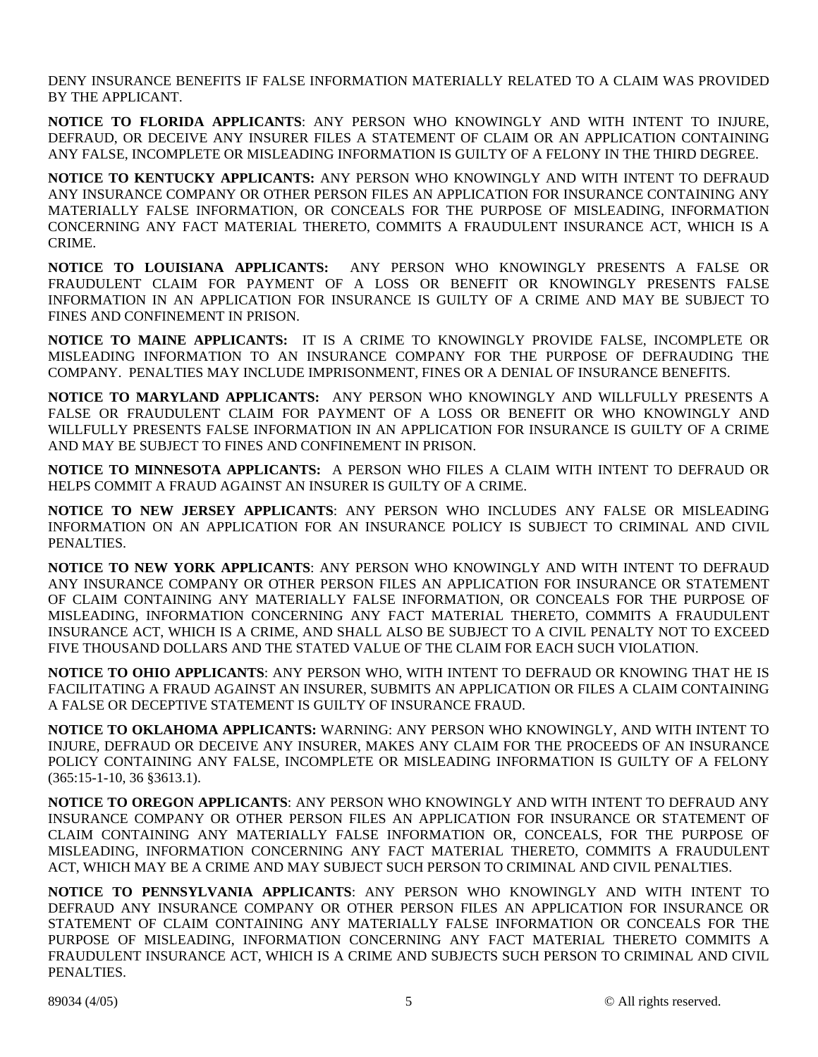DENY INSURANCE BENEFITS IF FALSE INFORMATION MATERIALLY RELATED TO A CLAIM WAS PROVIDED BY THE APPLICANT.

**NOTICE TO FLORIDA APPLICANTS**: ANY PERSON WHO KNOWINGLY AND WITH INTENT TO INJURE, DEFRAUD, OR DECEIVE ANY INSURER FILES A STATEMENT OF CLAIM OR AN APPLICATION CONTAINING ANY FALSE, INCOMPLETE OR MISLEADING INFORMATION IS GUILTY OF A FELONY IN THE THIRD DEGREE.

**NOTICE TO KENTUCKY APPLICANTS:** ANY PERSON WHO KNOWINGLY AND WITH INTENT TO DEFRAUD ANY INSURANCE COMPANY OR OTHER PERSON FILES AN APPLICATION FOR INSURANCE CONTAINING ANY MATERIALLY FALSE INFORMATION, OR CONCEALS FOR THE PURPOSE OF MISLEADING, INFORMATION CONCERNING ANY FACT MATERIAL THERETO, COMMITS A FRAUDULENT INSURANCE ACT, WHICH IS A CRIME.

**NOTICE TO LOUISIANA APPLICANTS:** ANY PERSON WHO KNOWINGLY PRESENTS A FALSE OR FRAUDULENT CLAIM FOR PAYMENT OF A LOSS OR BENEFIT OR KNOWINGLY PRESENTS FALSE INFORMATION IN AN APPLICATION FOR INSURANCE IS GUILTY OF A CRIME AND MAY BE SUBJECT TO FINES AND CONFINEMENT IN PRISON.

**NOTICE TO MAINE APPLICANTS:** IT IS A CRIME TO KNOWINGLY PROVIDE FALSE, INCOMPLETE OR MISLEADING INFORMATION TO AN INSURANCE COMPANY FOR THE PURPOSE OF DEFRAUDING THE COMPANY. PENALTIES MAY INCLUDE IMPRISONMENT, FINES OR A DENIAL OF INSURANCE BENEFITS.

**NOTICE TO MARYLAND APPLICANTS:** ANY PERSON WHO KNOWINGLY AND WILLFULLY PRESENTS A FALSE OR FRAUDULENT CLAIM FOR PAYMENT OF A LOSS OR BENEFIT OR WHO KNOWINGLY AND WILLFULLY PRESENTS FALSE INFORMATION IN AN APPLICATION FOR INSURANCE IS GUILTY OF A CRIME AND MAY BE SUBJECT TO FINES AND CONFINEMENT IN PRISON.

**NOTICE TO MINNESOTA APPLICANTS:** A PERSON WHO FILES A CLAIM WITH INTENT TO DEFRAUD OR HELPS COMMIT A FRAUD AGAINST AN INSURER IS GUILTY OF A CRIME.

**NOTICE TO NEW JERSEY APPLICANTS**: ANY PERSON WHO INCLUDES ANY FALSE OR MISLEADING INFORMATION ON AN APPLICATION FOR AN INSURANCE POLICY IS SUBJECT TO CRIMINAL AND CIVIL PENALTIES.

**NOTICE TO NEW YORK APPLICANTS**: ANY PERSON WHO KNOWINGLY AND WITH INTENT TO DEFRAUD ANY INSURANCE COMPANY OR OTHER PERSON FILES AN APPLICATION FOR INSURANCE OR STATEMENT OF CLAIM CONTAINING ANY MATERIALLY FALSE INFORMATION, OR CONCEALS FOR THE PURPOSE OF MISLEADING, INFORMATION CONCERNING ANY FACT MATERIAL THERETO, COMMITS A FRAUDULENT INSURANCE ACT, WHICH IS A CRIME, AND SHALL ALSO BE SUBJECT TO A CIVIL PENALTY NOT TO EXCEED FIVE THOUSAND DOLLARS AND THE STATED VALUE OF THE CLAIM FOR EACH SUCH VIOLATION.

**NOTICE TO OHIO APPLICANTS**: ANY PERSON WHO, WITH INTENT TO DEFRAUD OR KNOWING THAT HE IS FACILITATING A FRAUD AGAINST AN INSURER, SUBMITS AN APPLICATION OR FILES A CLAIM CONTAINING A FALSE OR DECEPTIVE STATEMENT IS GUILTY OF INSURANCE FRAUD.

**NOTICE TO OKLAHOMA APPLICANTS:** WARNING: ANY PERSON WHO KNOWINGLY, AND WITH INTENT TO INJURE, DEFRAUD OR DECEIVE ANY INSURER, MAKES ANY CLAIM FOR THE PROCEEDS OF AN INSURANCE POLICY CONTAINING ANY FALSE, INCOMPLETE OR MISLEADING INFORMATION IS GUILTY OF A FELONY (365:15-1-10, 36 §3613.1).

**NOTICE TO OREGON APPLICANTS**: ANY PERSON WHO KNOWINGLY AND WITH INTENT TO DEFRAUD ANY INSURANCE COMPANY OR OTHER PERSON FILES AN APPLICATION FOR INSURANCE OR STATEMENT OF CLAIM CONTAINING ANY MATERIALLY FALSE INFORMATION OR, CONCEALS, FOR THE PURPOSE OF MISLEADING, INFORMATION CONCERNING ANY FACT MATERIAL THERETO, COMMITS A FRAUDULENT ACT, WHICH MAY BE A CRIME AND MAY SUBJECT SUCH PERSON TO CRIMINAL AND CIVIL PENALTIES.

**NOTICE TO PENNSYLVANIA APPLICANTS**: ANY PERSON WHO KNOWINGLY AND WITH INTENT TO DEFRAUD ANY INSURANCE COMPANY OR OTHER PERSON FILES AN APPLICATION FOR INSURANCE OR STATEMENT OF CLAIM CONTAINING ANY MATERIALLY FALSE INFORMATION OR CONCEALS FOR THE PURPOSE OF MISLEADING, INFORMATION CONCERNING ANY FACT MATERIAL THERETO COMMITS A FRAUDULENT INSURANCE ACT, WHICH IS A CRIME AND SUBJECTS SUCH PERSON TO CRIMINAL AND CIVIL PENALTIES.

89034 (4/05) © All rights reserved.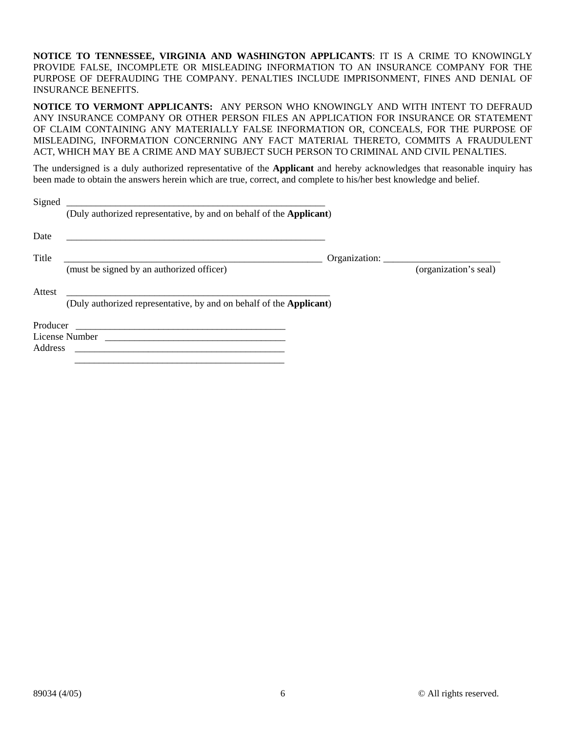**NOTICE TO TENNESSEE, VIRGINIA AND WASHINGTON APPLICANTS**: IT IS A CRIME TO KNOWINGLY PROVIDE FALSE, INCOMPLETE OR MISLEADING INFORMATION TO AN INSURANCE COMPANY FOR THE PURPOSE OF DEFRAUDING THE COMPANY. PENALTIES INCLUDE IMPRISONMENT, FINES AND DENIAL OF INSURANCE BENEFITS.

**NOTICE TO VERMONT APPLICANTS:** ANY PERSON WHO KNOWINGLY AND WITH INTENT TO DEFRAUD ANY INSURANCE COMPANY OR OTHER PERSON FILES AN APPLICATION FOR INSURANCE OR STATEMENT OF CLAIM CONTAINING ANY MATERIALLY FALSE INFORMATION OR, CONCEALS, FOR THE PURPOSE OF MISLEADING, INFORMATION CONCERNING ANY FACT MATERIAL THERETO, COMMITS A FRAUDULENT ACT, WHICH MAY BE A CRIME AND MAY SUBJECT SUCH PERSON TO CRIMINAL AND CIVIL PENALTIES.

The undersigned is a duly authorized representative of the **Applicant** and hereby acknowledges that reasonable inquiry has been made to obtain the answers herein which are true, correct, and complete to his/her best knowledge and belief.

Signed ________________________________________________________
(Duly authorized representative, by and on behalf of the **Applicant**)

Date ________________________________________________________

Title ________________________________________________________ Organization: ________________________
(must be signed by an authorized officer) (organization's seal)

Attest ________________________________________________________
(Duly authorized representative, by and on behalf of the **Applicant**)

Producer ____________________________________________
License Number ______________________________________
Address ____________________________________________
____________________________________________

89034 (4/05) © All rights reserved.